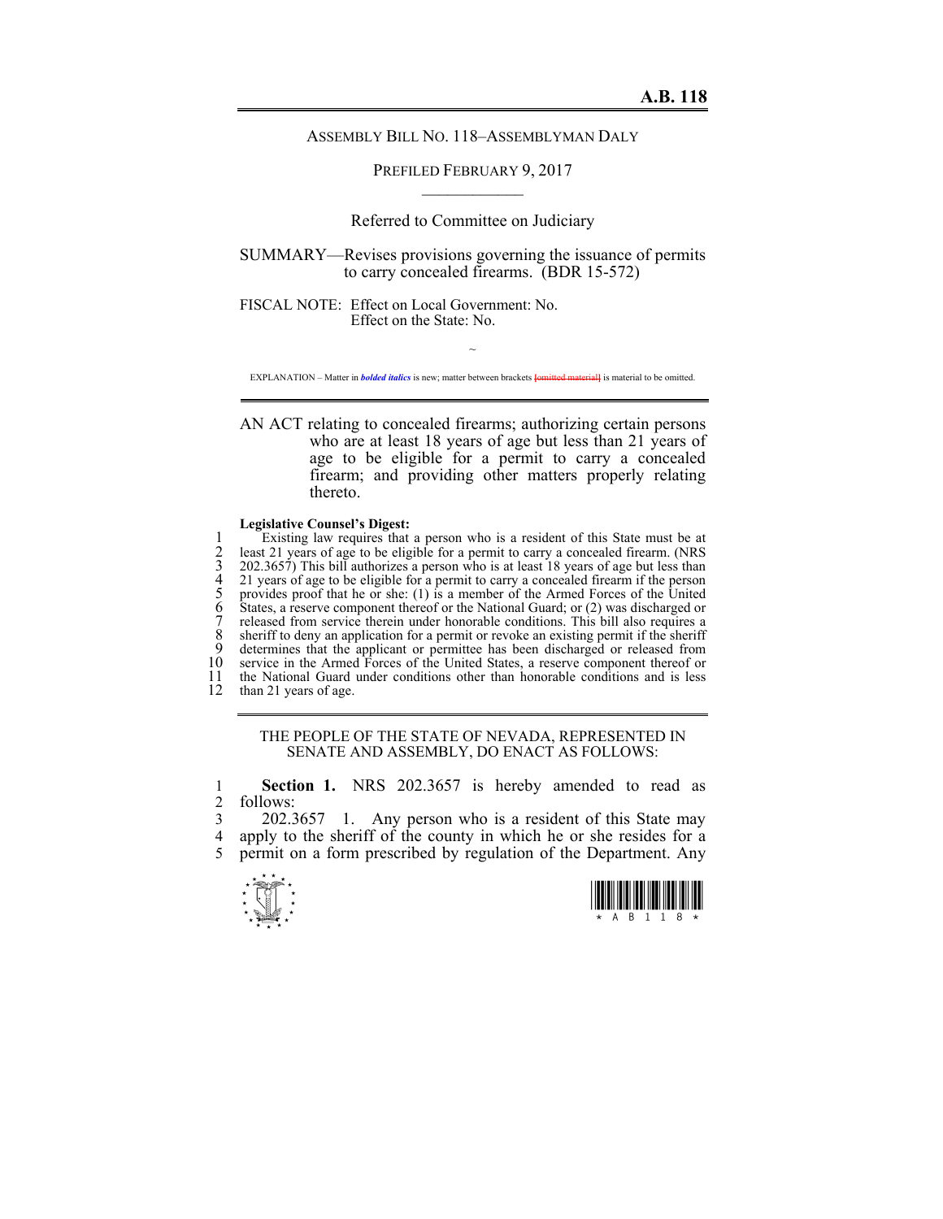**A.B. 118**

ASSEMBLY BILL NO. 118–ASSEMBLYMAN DALY

PREFILED FEBRUARY 9, 2017

Referred to Committee on Judiciary

SUMMARY—Revises provisions governing the issuance of permits to carry concealed firearms. (BDR 15-572)

FISCAL NOTE: Effect on Local Government: No.
Effect on the State: No.

~

EXPLANATION – Matter in ***bolded italics*** is new; matter between brackets [omitted material] is material to be omitted.

AN ACT relating to concealed firearms; authorizing certain persons who are at least 18 years of age but less than 21 years of age to be eligible for a permit to carry a concealed firearm; and providing other matters properly relating thereto.

**Legislative Counsel's Digest:**

1 Existing law requires that a person who is a resident of this State must be at
2 least 21 years of age to be eligible for a permit to carry a concealed firearm. (NRS
3 202.3657) This bill authorizes a person who is at least 18 years of age but less than
4 21 years of age to be eligible for a permit to carry a concealed firearm if the person
5 provides proof that he or she: (1) is a member of the Armed Forces of the United
6 States, a reserve component thereof or the National Guard; or (2) was discharged or
7 released from service therein under honorable conditions. This bill also requires a
8 sheriff to deny an application for a permit or revoke an existing permit if the sheriff
9 determines that the applicant or permittee has been discharged or released from
10 service in the Armed Forces of the United States, a reserve component thereof or
11 the National Guard under conditions other than honorable conditions and is less
12 than 21 years of age.

THE PEOPLE OF THE STATE OF NEVADA, REPRESENTED IN SENATE AND ASSEMBLY, DO ENACT AS FOLLOWS:

1 **Section 1.** NRS 202.3657 is hereby amended to read as
2 follows:
3 202.3657 1. Any person who is a resident of this State may
4 apply to the sheriff of the county in which he or she resides for a
5 permit on a form prescribed by regulation of the Department. Any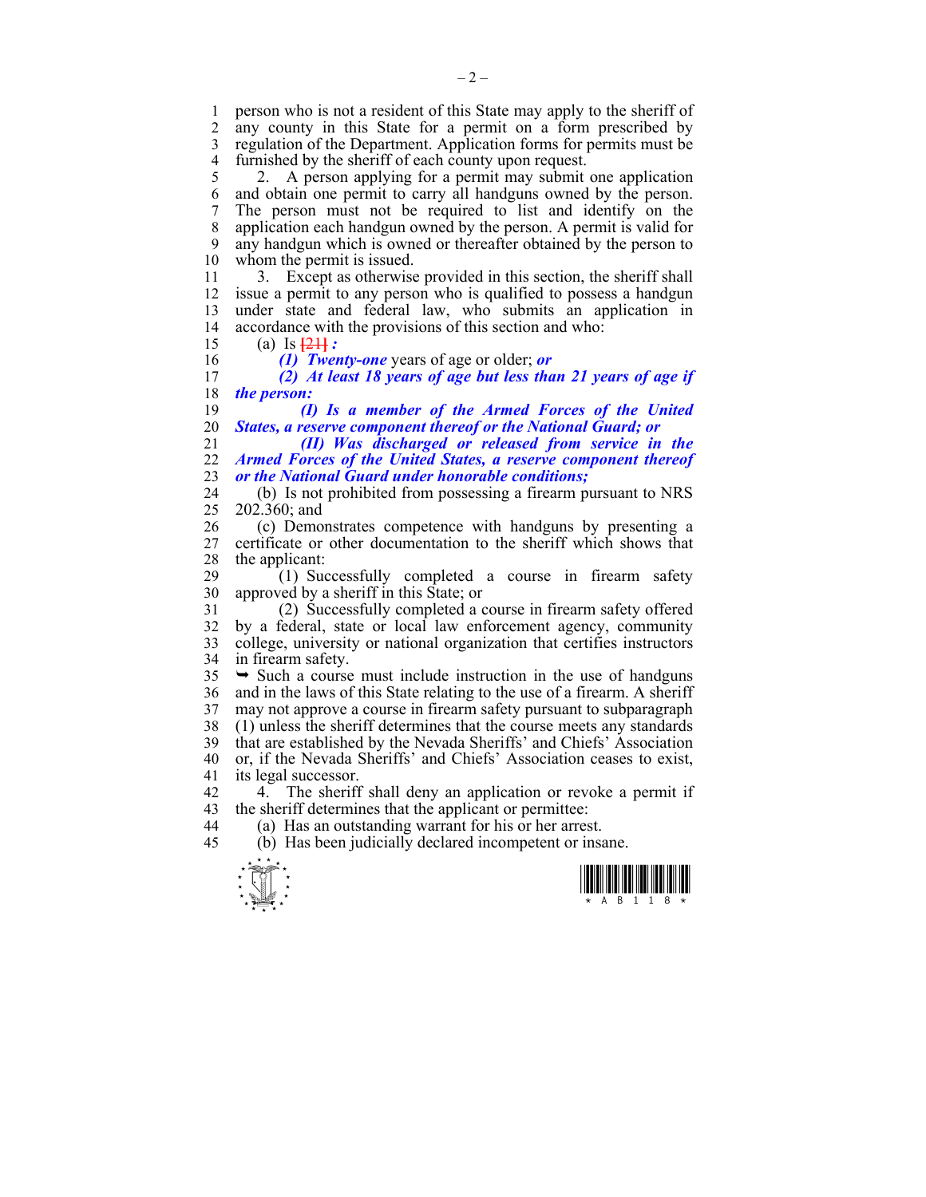person who is not a resident of this State may apply to the sheriff of any county in this State for a permit on a form prescribed by regulation of the Department. Application forms for permits must be furnished by the sheriff of each county upon request.

2. A person applying for a permit may submit one application and obtain one permit to carry all handguns owned by the person. The person must not be required to list and identify on the application each handgun owned by the person. A permit is valid for any handgun which is owned or thereafter obtained by the person to whom the permit is issued.

3. Except as otherwise provided in this section, the sheriff shall issue a permit to any person who is qualified to possess a handgun under state and federal law, who submits an application in accordance with the provisions of this section and who:

(a) Is [21] ***:***

***(1) Twenty-one*** years of age or older; ***or***

***(2) At least 18 years of age but less than 21 years of age if the person:***

***(I) Is a member of the Armed Forces of the United States, a reserve component thereof or the National Guard; or***

***(II) Was discharged or released from service in the Armed Forces of the United States, a reserve component thereof or the National Guard under honorable conditions;***

(b) Is not prohibited from possessing a firearm pursuant to NRS 202.360; and

(c) Demonstrates competence with handguns by presenting a certificate or other documentation to the sheriff which shows that the applicant:

(1) Successfully completed a course in firearm safety approved by a sheriff in this State; or

(2) Successfully completed a course in firearm safety offered by a federal, state or local law enforcement agency, community college, university or national organization that certifies instructors in firearm safety.

➥ Such a course must include instruction in the use of handguns and in the laws of this State relating to the use of a firearm. A sheriff may not approve a course in firearm safety pursuant to subparagraph (1) unless the sheriff determines that the course meets any standards that are established by the Nevada Sheriffs' and Chiefs' Association or, if the Nevada Sheriffs' and Chiefs' Association ceases to exist, its legal successor.

4. The sheriff shall deny an application or revoke a permit if the sheriff determines that the applicant or permittee:

(a) Has an outstanding warrant for his or her arrest.

(b) Has been judicially declared incompetent or insane.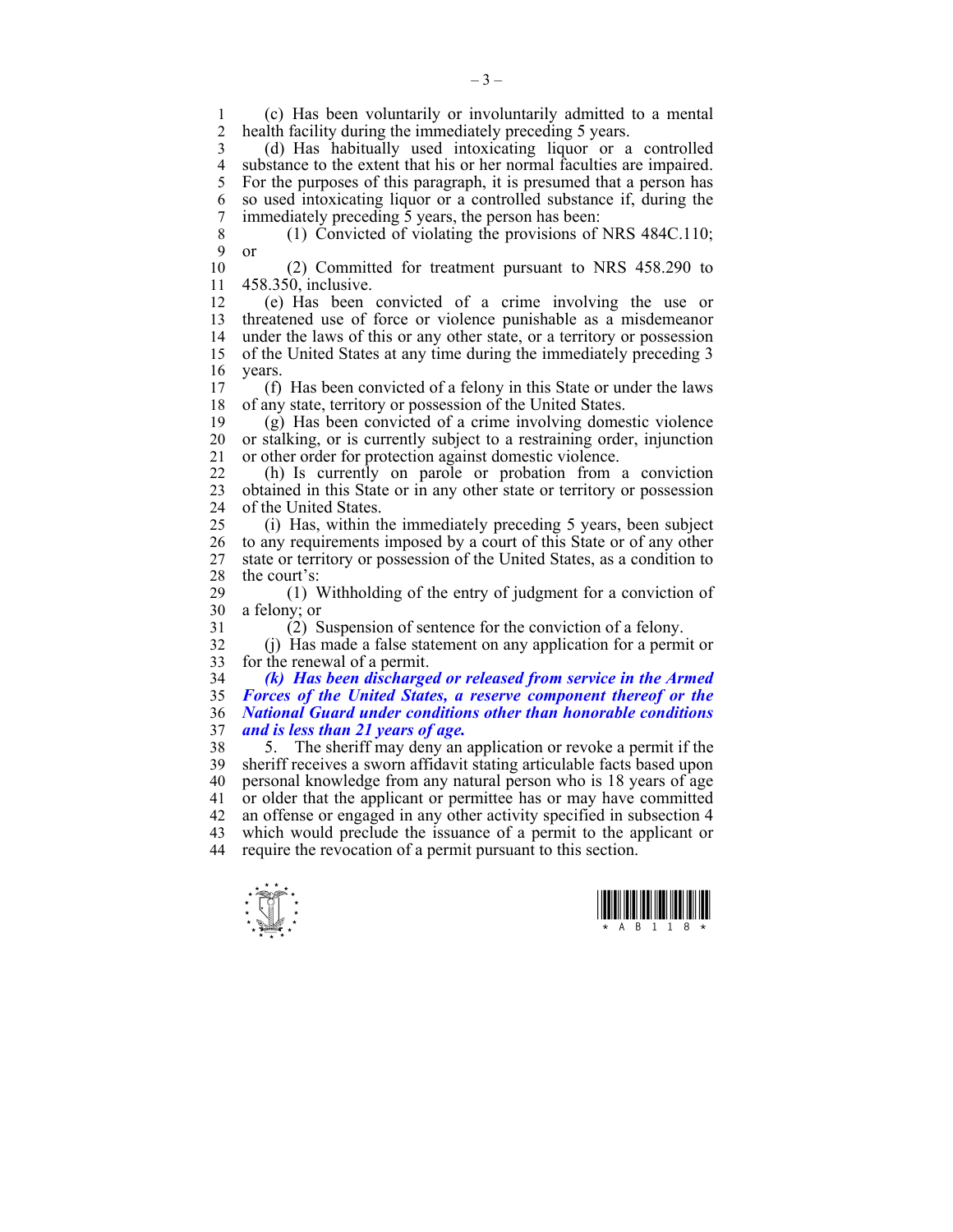(c) Has been voluntarily or involuntarily admitted to a mental health facility during the immediately preceding 5 years.

(d) Has habitually used intoxicating liquor or a controlled substance to the extent that his or her normal faculties are impaired. For the purposes of this paragraph, it is presumed that a person has so used intoxicating liquor or a controlled substance if, during the immediately preceding 5 years, the person has been:

(1) Convicted of violating the provisions of NRS 484C.110; or

(2) Committed for treatment pursuant to NRS 458.290 to 458.350, inclusive.

(e) Has been convicted of a crime involving the use or threatened use of force or violence punishable as a misdemeanor under the laws of this or any other state, or a territory or possession of the United States at any time during the immediately preceding 3 years.

(f) Has been convicted of a felony in this State or under the laws of any state, territory or possession of the United States.

(g) Has been convicted of a crime involving domestic violence or stalking, or is currently subject to a restraining order, injunction or other order for protection against domestic violence.

(h) Is currently on parole or probation from a conviction obtained in this State or in any other state or territory or possession of the United States.

(i) Has, within the immediately preceding 5 years, been subject to any requirements imposed by a court of this State or of any other state or territory or possession of the United States, as a condition to the court's:

(1) Withholding of the entry of judgment for a conviction of a felony; or

(2) Suspension of sentence for the conviction of a felony.

(j) Has made a false statement on any application for a permit or for the renewal of a permit.

***(k) Has been discharged or released from service in the Armed Forces of the United States, a reserve component thereof or the National Guard under conditions other than honorable conditions and is less than 21 years of age.***

5. The sheriff may deny an application or revoke a permit if the sheriff receives a sworn affidavit stating articulable facts based upon personal knowledge from any natural person who is 18 years of age or older that the applicant or permittee has or may have committed an offense or engaged in any other activity specified in subsection 4 which would preclude the issuance of a permit to the applicant or require the revocation of a permit pursuant to this section.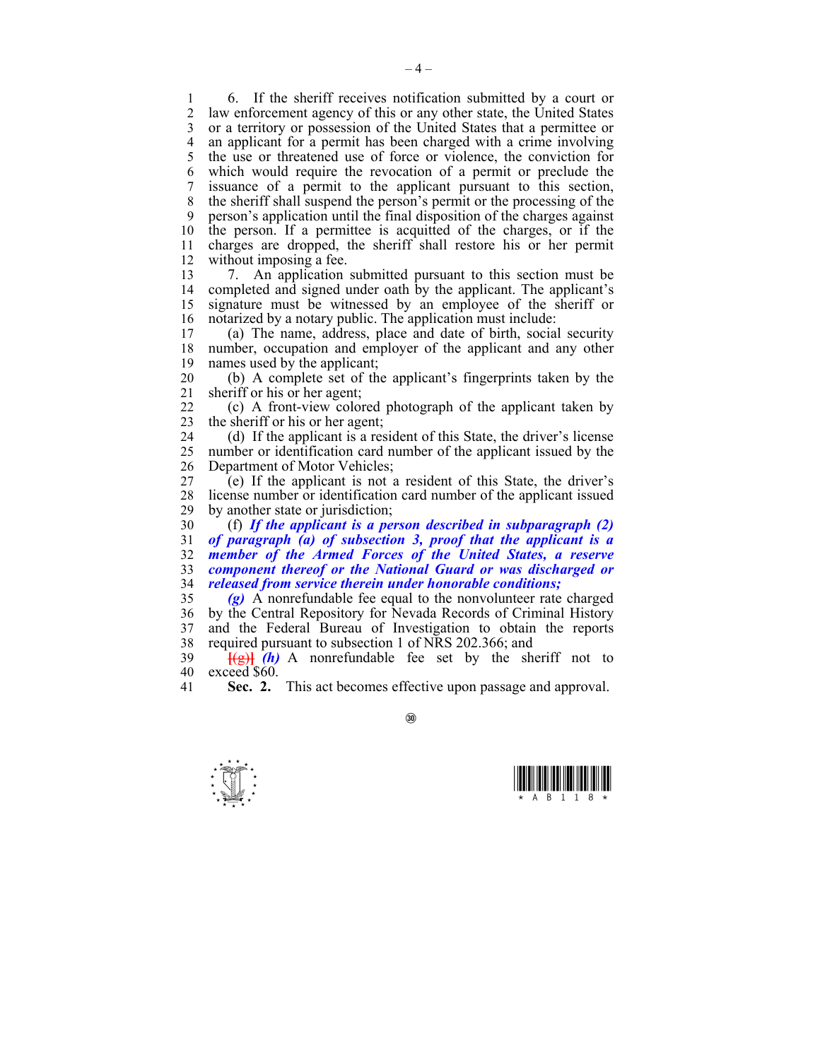6. If the sheriff receives notification submitted by a court or law enforcement agency of this or any other state, the United States or a territory or possession of the United States that a permittee or an applicant for a permit has been charged with a crime involving the use or threatened use of force or violence, the conviction for which would require the revocation of a permit or preclude the issuance of a permit to the applicant pursuant to this section, the sheriff shall suspend the person's permit or the processing of the person's application until the final disposition of the charges against the person. If a permittee is acquitted of the charges, or if the charges are dropped, the sheriff shall restore his or her permit without imposing a fee.

7. An application submitted pursuant to this section must be completed and signed under oath by the applicant. The applicant's signature must be witnessed by an employee of the sheriff or notarized by a notary public. The application must include:

(a) The name, address, place and date of birth, social security number, occupation and employer of the applicant and any other names used by the applicant;

(b) A complete set of the applicant's fingerprints taken by the sheriff or his or her agent;

(c) A front-view colored photograph of the applicant taken by the sheriff or his or her agent;

(d) If the applicant is a resident of this State, the driver's license number or identification card number of the applicant issued by the Department of Motor Vehicles;

(e) If the applicant is not a resident of this State, the driver's license number or identification card number of the applicant issued by another state or jurisdiction;

(f) ***If the applicant is a person described in subparagraph (2) of paragraph (a) of subsection 3, proof that the applicant is a member of the Armed Forces of the United States, a reserve component thereof or the National Guard or was discharged or released from service therein under honorable conditions;***

***(g)*** A nonrefundable fee equal to the nonvolunteer rate charged by the Central Repository for Nevada Records of Criminal History and the Federal Bureau of Investigation to obtain the reports required pursuant to subsection 1 of NRS 202.366; and

~~[(g)]~~ ***(h)*** A nonrefundable fee set by the sheriff not to exceed $60.

**Sec. 2.** This act becomes effective upon passage and approval.